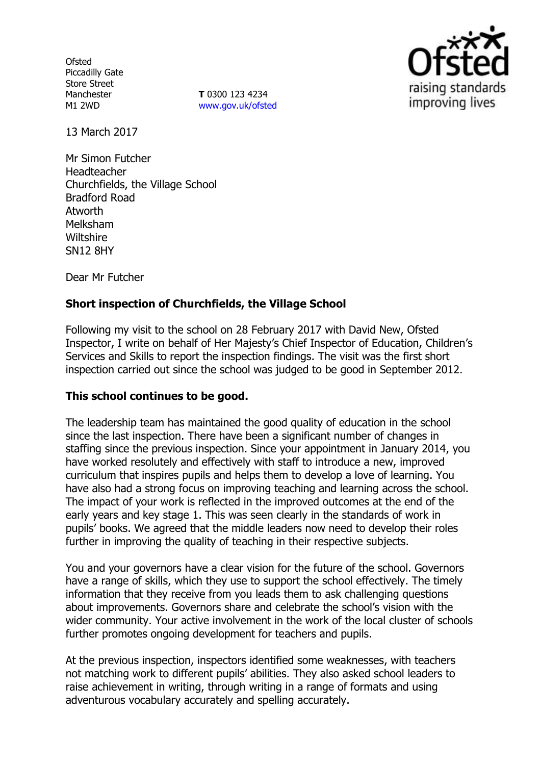Ofsted
Piccadilly Gate
Store Street
Manchester
M1 2WD

**T** 0300 123 4234
www.gov.uk/ofsted

13 March 2017

Mr Simon Futcher
Headteacher
Churchfields, the Village School
Bradford Road
Atworth
Melksham
Wiltshire
SN12 8HY

Dear Mr Futcher

**Short inspection of Churchfields, the Village School**

Following my visit to the school on 28 February 2017 with David New, Ofsted Inspector, I write on behalf of Her Majesty's Chief Inspector of Education, Children's Services and Skills to report the inspection findings. The visit was the first short inspection carried out since the school was judged to be good in September 2012.

**This school continues to be good.**

The leadership team has maintained the good quality of education in the school since the last inspection. There have been a significant number of changes in staffing since the previous inspection. Since your appointment in January 2014, you have worked resolutely and effectively with staff to introduce a new, improved curriculum that inspires pupils and helps them to develop a love of learning. You have also had a strong focus on improving teaching and learning across the school. The impact of your work is reflected in the improved outcomes at the end of the early years and key stage 1. This was seen clearly in the standards of work in pupils' books. We agreed that the middle leaders now need to develop their roles further in improving the quality of teaching in their respective subjects.

You and your governors have a clear vision for the future of the school. Governors have a range of skills, which they use to support the school effectively. The timely information that they receive from you leads them to ask challenging questions about improvements. Governors share and celebrate the school's vision with the wider community. Your active involvement in the work of the local cluster of schools further promotes ongoing development for teachers and pupils.

At the previous inspection, inspectors identified some weaknesses, with teachers not matching work to different pupils' abilities. They also asked school leaders to raise achievement in writing, through writing in a range of formats and using adventurous vocabulary accurately and spelling accurately.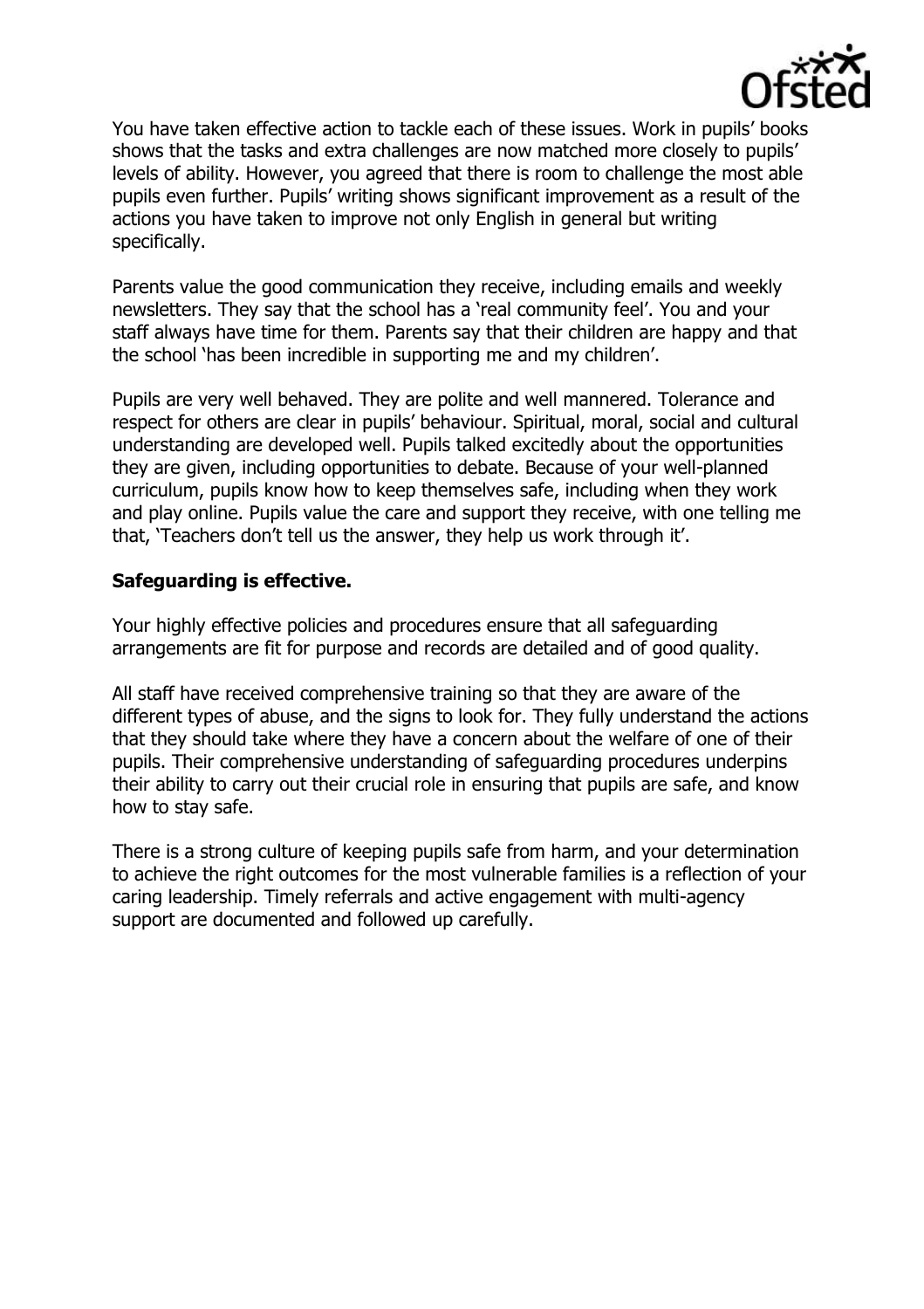You have taken effective action to tackle each of these issues. Work in pupils' books shows that the tasks and extra challenges are now matched more closely to pupils' levels of ability. However, you agreed that there is room to challenge the most able pupils even further. Pupils' writing shows significant improvement as a result of the actions you have taken to improve not only English in general but writing specifically.

Parents value the good communication they receive, including emails and weekly newsletters. They say that the school has a 'real community feel'. You and your staff always have time for them. Parents say that their children are happy and that the school 'has been incredible in supporting me and my children'.

Pupils are very well behaved. They are polite and well mannered. Tolerance and respect for others are clear in pupils' behaviour. Spiritual, moral, social and cultural understanding are developed well. Pupils talked excitedly about the opportunities they are given, including opportunities to debate. Because of your well-planned curriculum, pupils know how to keep themselves safe, including when they work and play online. Pupils value the care and support they receive, with one telling me that, 'Teachers don't tell us the answer, they help us work through it'.

**Safeguarding is effective.**

Your highly effective policies and procedures ensure that all safeguarding arrangements are fit for purpose and records are detailed and of good quality.

All staff have received comprehensive training so that they are aware of the different types of abuse, and the signs to look for. They fully understand the actions that they should take where they have a concern about the welfare of one of their pupils. Their comprehensive understanding of safeguarding procedures underpins their ability to carry out their crucial role in ensuring that pupils are safe, and know how to stay safe.

There is a strong culture of keeping pupils safe from harm, and your determination to achieve the right outcomes for the most vulnerable families is a reflection of your caring leadership. Timely referrals and active engagement with multi-agency support are documented and followed up carefully.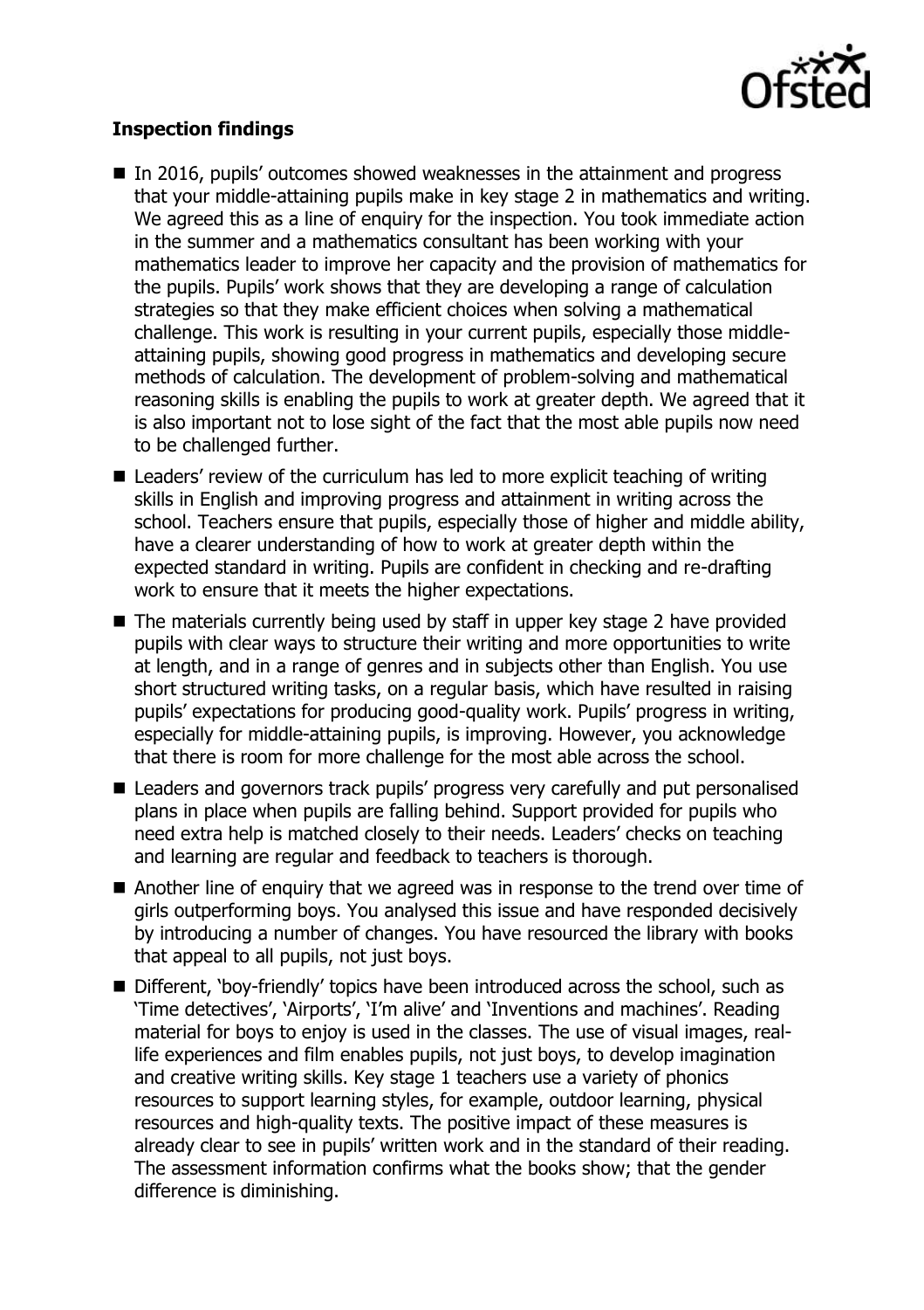**Inspection findings**

- In 2016, pupils' outcomes showed weaknesses in the attainment and progress that your middle-attaining pupils make in key stage 2 in mathematics and writing. We agreed this as a line of enquiry for the inspection. You took immediate action in the summer and a mathematics consultant has been working with your mathematics leader to improve her capacity and the provision of mathematics for the pupils. Pupils' work shows that they are developing a range of calculation strategies so that they make efficient choices when solving a mathematical challenge. This work is resulting in your current pupils, especially those middle-attaining pupils, showing good progress in mathematics and developing secure methods of calculation. The development of problem-solving and mathematical reasoning skills is enabling the pupils to work at greater depth. We agreed that it is also important not to lose sight of the fact that the most able pupils now need to be challenged further.
- Leaders' review of the curriculum has led to more explicit teaching of writing skills in English and improving progress and attainment in writing across the school. Teachers ensure that pupils, especially those of higher and middle ability, have a clearer understanding of how to work at greater depth within the expected standard in writing. Pupils are confident in checking and re-drafting work to ensure that it meets the higher expectations.
- The materials currently being used by staff in upper key stage 2 have provided pupils with clear ways to structure their writing and more opportunities to write at length, and in a range of genres and in subjects other than English. You use short structured writing tasks, on a regular basis, which have resulted in raising pupils' expectations for producing good-quality work. Pupils' progress in writing, especially for middle-attaining pupils, is improving. However, you acknowledge that there is room for more challenge for the most able across the school.
- Leaders and governors track pupils' progress very carefully and put personalised plans in place when pupils are falling behind. Support provided for pupils who need extra help is matched closely to their needs. Leaders' checks on teaching and learning are regular and feedback to teachers is thorough.
- Another line of enquiry that we agreed was in response to the trend over time of girls outperforming boys. You analysed this issue and have responded decisively by introducing a number of changes. You have resourced the library with books that appeal to all pupils, not just boys.
- Different, 'boy-friendly' topics have been introduced across the school, such as 'Time detectives', 'Airports', 'I'm alive' and 'Inventions and machines'. Reading material for boys to enjoy is used in the classes. The use of visual images, real-life experiences and film enables pupils, not just boys, to develop imagination and creative writing skills. Key stage 1 teachers use a variety of phonics resources to support learning styles, for example, outdoor learning, physical resources and high-quality texts. The positive impact of these measures is already clear to see in pupils' written work and in the standard of their reading. The assessment information confirms what the books show; that the gender difference is diminishing.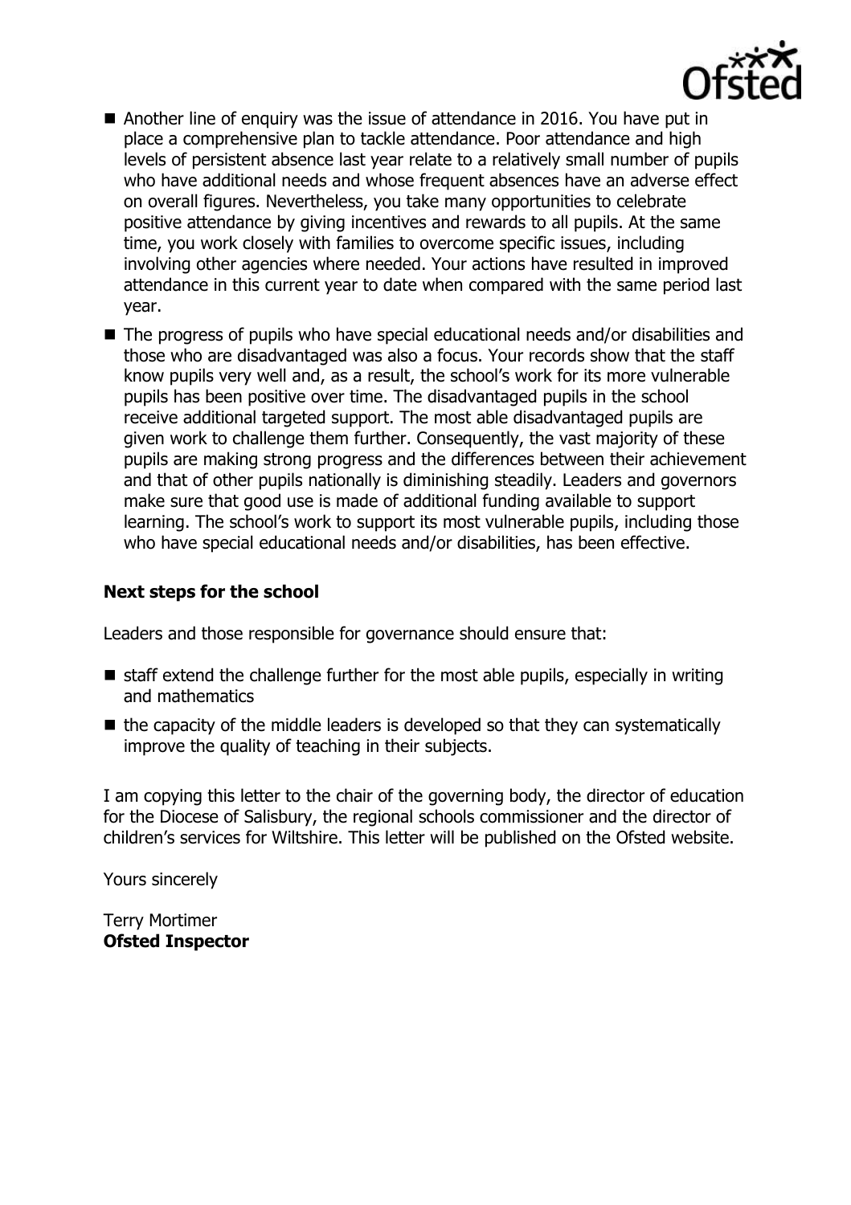- Another line of enquiry was the issue of attendance in 2016. You have put in place a comprehensive plan to tackle attendance. Poor attendance and high levels of persistent absence last year relate to a relatively small number of pupils who have additional needs and whose frequent absences have an adverse effect on overall figures. Nevertheless, you take many opportunities to celebrate positive attendance by giving incentives and rewards to all pupils. At the same time, you work closely with families to overcome specific issues, including involving other agencies where needed. Your actions have resulted in improved attendance in this current year to date when compared with the same period last year.
- The progress of pupils who have special educational needs and/or disabilities and those who are disadvantaged was also a focus. Your records show that the staff know pupils very well and, as a result, the school's work for its more vulnerable pupils has been positive over time. The disadvantaged pupils in the school receive additional targeted support. The most able disadvantaged pupils are given work to challenge them further. Consequently, the vast majority of these pupils are making strong progress and the differences between their achievement and that of other pupils nationally is diminishing steadily. Leaders and governors make sure that good use is made of additional funding available to support learning. The school's work to support its most vulnerable pupils, including those who have special educational needs and/or disabilities, has been effective.

### Next steps for the school

Leaders and those responsible for governance should ensure that:

- staff extend the challenge further for the most able pupils, especially in writing and mathematics
- the capacity of the middle leaders is developed so that they can systematically improve the quality of teaching in their subjects.

I am copying this letter to the chair of the governing body, the director of education for the Diocese of Salisbury, the regional schools commissioner and the director of children's services for Wiltshire. This letter will be published on the Ofsted website.

Yours sincerely

Terry Mortimer
**Ofsted Inspector**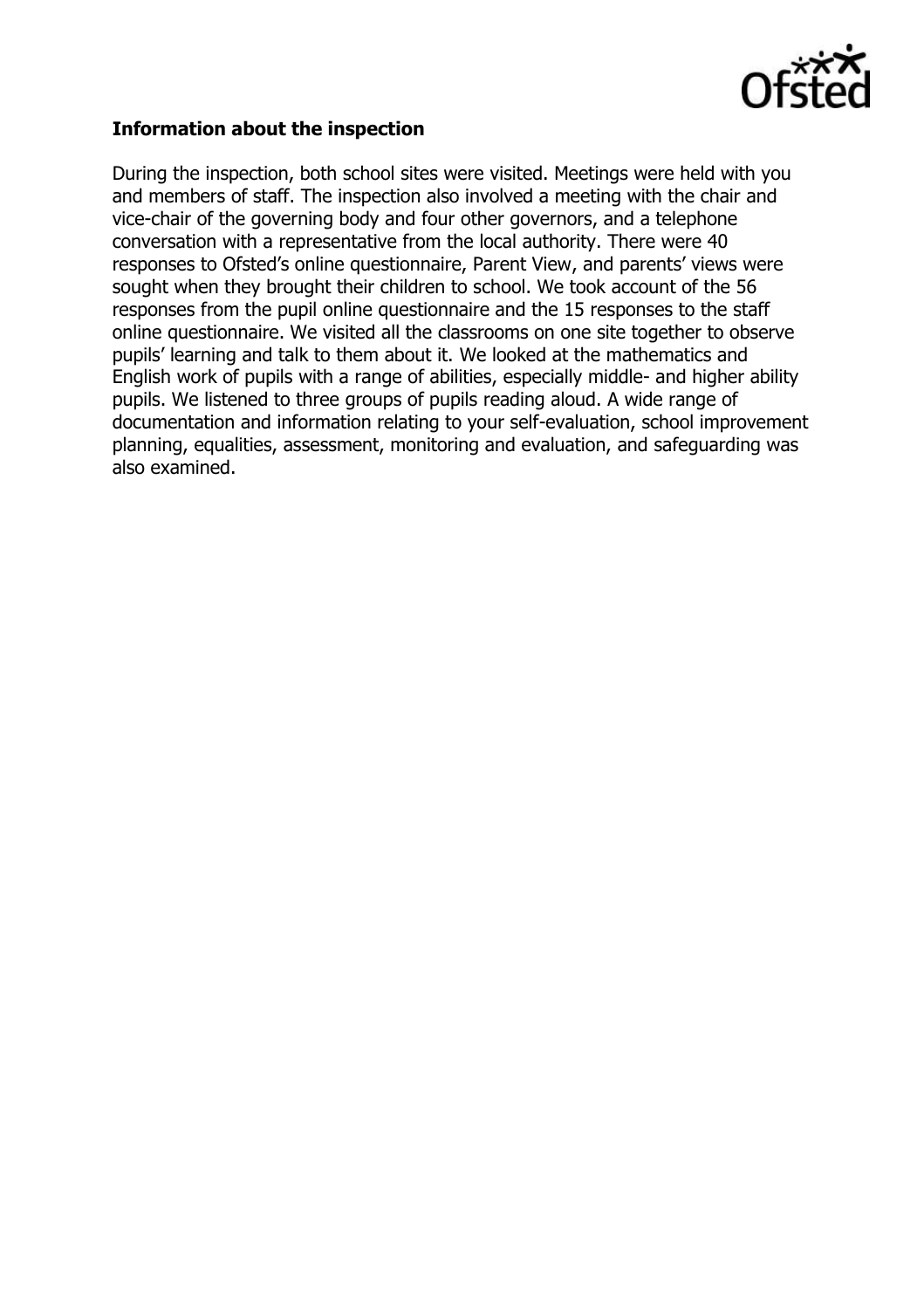**Information about the inspection**

During the inspection, both school sites were visited. Meetings were held with you and members of staff. The inspection also involved a meeting with the chair and vice-chair of the governing body and four other governors, and a telephone conversation with a representative from the local authority. There were 40 responses to Ofsted's online questionnaire, Parent View, and parents' views were sought when they brought their children to school. We took account of the 56 responses from the pupil online questionnaire and the 15 responses to the staff online questionnaire. We visited all the classrooms on one site together to observe pupils' learning and talk to them about it. We looked at the mathematics and English work of pupils with a range of abilities, especially middle- and higher ability pupils. We listened to three groups of pupils reading aloud. A wide range of documentation and information relating to your self-evaluation, school improvement planning, equalities, assessment, monitoring and evaluation, and safeguarding was also examined.